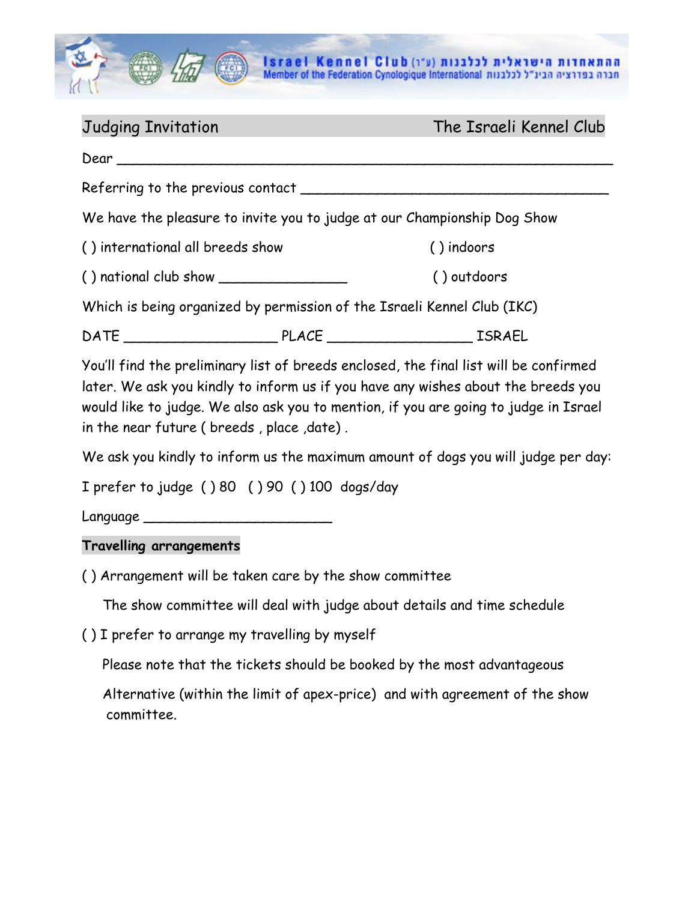Israel Kennel Club (ע"ר) ההתאחדות הישראלית לכלבנות
Member of the Federation Cynologique International חברה בפדרציה הבינ"ל לכלבנות

## Judging Invitation — The Israeli Kennel Club

Dear ____________________________________________________________

Referring to the previous contact ________________________________________

We have the pleasure to invite you to judge at our Championship Dog Show

( ) international all breeds show ( ) indoors

( ) national club show ________________ ( ) outdoors

Which is being organized by permission of the Israeli Kennel Club (IKC)

DATE ___________________ PLACE __________________ ISRAEL

You'll find the preliminary list of breeds enclosed, the final list will be confirmed later. We ask you kindly to inform us if you have any wishes about the breeds you would like to judge. We also ask you to mention, if you are going to judge in Israel in the near future ( breeds , place ,date) .

We ask you kindly to inform us the maximum amount of dogs you will judge per day:

I prefer to judge ( ) 80 ( ) 90 ( ) 100 dogs/day

Language _______________________

**Travelling arrangements**

( ) Arrangement will be taken care by the show committee

The show committee will deal with judge about details and time schedule

( ) I prefer to arrange my travelling by myself

Please note that the tickets should be booked by the most advantageous

Alternative (within the limit of apex-price) and with agreement of the show committee.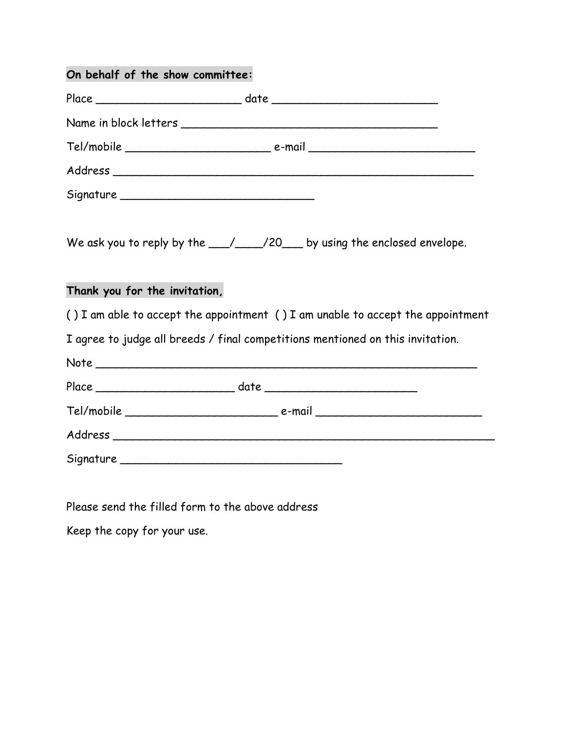**On behalf of the show committee:**

Place _____________________ date ________________________

Name in block letters _______________________________________

Tel/mobile ______________________ e-mail _________________________

Address _______________________________________________________

Signature ______________________________

We ask you to reply by the ___/____/20___ by using the enclosed envelope.

**Thank you for the invitation,**

( ) I am able to accept the appointment ( ) I am unable to accept the appointment

I agree to judge all breeds / final competitions mentioned on this invitation.

Note ____________________________________________________________

Place _____________________ date ______________________

Tel/mobile _______________________ e-mail _________________________

Address __________________________________________________________

Signature ___________________________________

Please send the filled form to the above address

Keep the copy for your use.